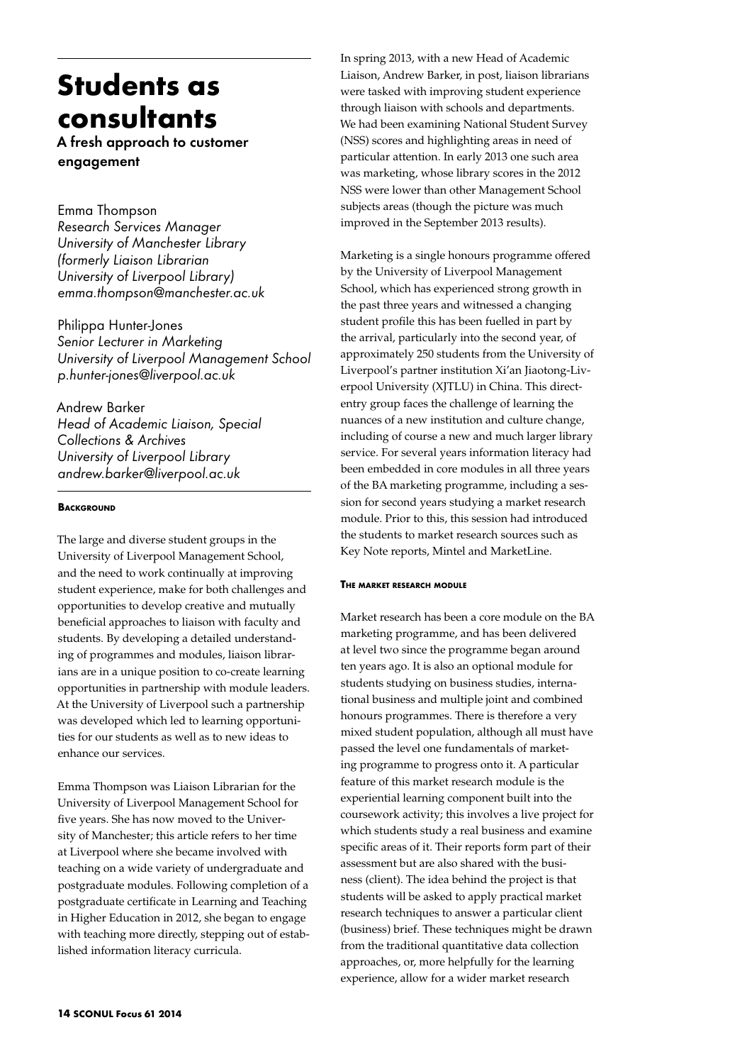# Students as consultants

## A fresh approach to customer engagement

Emma Thompson
*Research Services Manager*
*University of Manchester Library*
*(formerly Liaison Librarian*
*University of Liverpool Library)*
*emma.thompson@manchester.ac.uk*

Philippa Hunter-Jones
*Senior Lecturer in Marketing*
*University of Liverpool Management School*
*p.hunter-jones@liverpool.ac.uk*

Andrew Barker
*Head of Academic Liaison, Special Collections & Archives*
*University of Liverpool Library*
*andrew.barker@liverpool.ac.uk*

### Background

The large and diverse student groups in the University of Liverpool Management School, and the need to work continually at improving student experience, make for both challenges and opportunities to develop creative and mutually beneficial approaches to liaison with faculty and students. By developing a detailed understanding of programmes and modules, liaison librarians are in a unique position to co-create learning opportunities in partnership with module leaders. At the University of Liverpool such a partnership was developed which led to learning opportunities for our students as well as to new ideas to enhance our services.

Emma Thompson was Liaison Librarian for the University of Liverpool Management School for five years. She has now moved to the University of Manchester; this article refers to her time at Liverpool where she became involved with teaching on a wide variety of undergraduate and postgraduate modules. Following completion of a postgraduate certificate in Learning and Teaching in Higher Education in 2012, she began to engage with teaching more directly, stepping out of established information literacy curricula.

In spring 2013, with a new Head of Academic Liaison, Andrew Barker, in post, liaison librarians were tasked with improving student experience through liaison with schools and departments. We had been examining National Student Survey (NSS) scores and highlighting areas in need of particular attention. In early 2013 one such area was marketing, whose library scores in the 2012 NSS were lower than other Management School subjects areas (though the picture was much improved in the September 2013 results).

Marketing is a single honours programme offered by the University of Liverpool Management School, which has experienced strong growth in the past three years and witnessed a changing student profile this has been fuelled in part by the arrival, particularly into the second year, of approximately 250 students from the University of Liverpool's partner institution Xi'an Jiaotong-Liverpool University (XJTLU) in China. This direct-entry group faces the challenge of learning the nuances of a new institution and culture change, including of course a new and much larger library service. For several years information literacy had been embedded in core modules in all three years of the BA marketing programme, including a session for second years studying a market research module. Prior to this, this session had introduced the students to market research sources such as Key Note reports, Mintel and MarketLine.

### The market research module

Market research has been a core module on the BA marketing programme, and has been delivered at level two since the programme began around ten years ago. It is also an optional module for students studying on business studies, international business and multiple joint and combined honours programmes. There is therefore a very mixed student population, although all must have passed the level one fundamentals of marketing programme to progress onto it. A particular feature of this market research module is the experiential learning component built into the coursework activity; this involves a live project for which students study a real business and examine specific areas of it. Their reports form part of their assessment but are also shared with the business (client). The idea behind the project is that students will be asked to apply practical market research techniques to answer a particular client (business) brief. These techniques might be drawn from the traditional quantitative data collection approaches, or, more helpfully for the learning experience, allow for a wider market research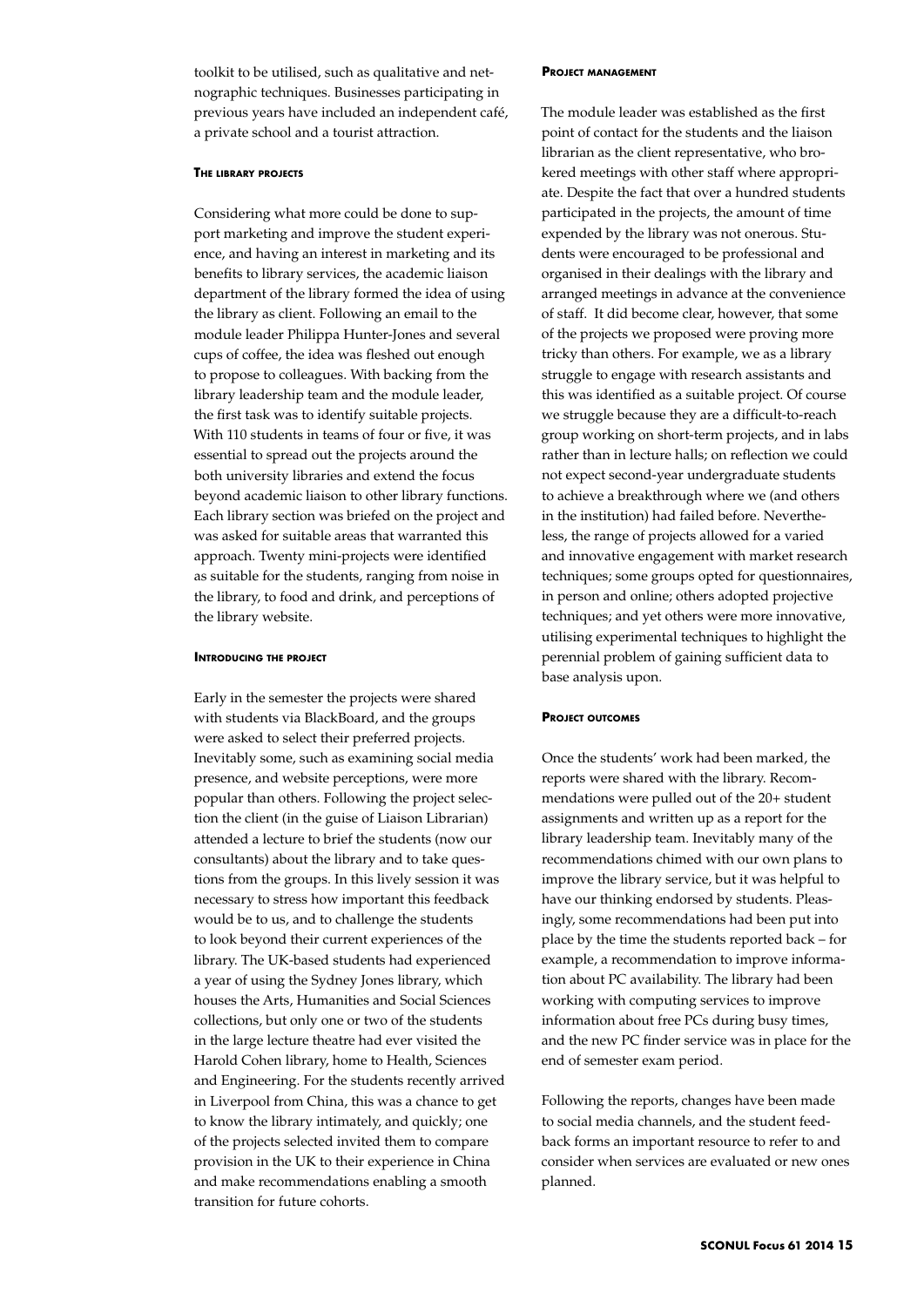toolkit to be utilised, such as qualitative and netnographic techniques. Businesses participating in previous years have included an independent café, a private school and a tourist attraction.

#### The library projects

Considering what more could be done to support marketing and improve the student experience, and having an interest in marketing and its benefits to library services, the academic liaison department of the library formed the idea of using the library as client. Following an email to the module leader Philippa Hunter-Jones and several cups of coffee, the idea was fleshed out enough to propose to colleagues. With backing from the library leadership team and the module leader, the first task was to identify suitable projects. With 110 students in teams of four or five, it was essential to spread out the projects around the both university libraries and extend the focus beyond academic liaison to other library functions. Each library section was briefed on the project and was asked for suitable areas that warranted this approach. Twenty mini-projects were identified as suitable for the students, ranging from noise in the library, to food and drink, and perceptions of the library website.

#### Introducing the project

Early in the semester the projects were shared with students via BlackBoard, and the groups were asked to select their preferred projects. Inevitably some, such as examining social media presence, and website perceptions, were more popular than others. Following the project selection the client (in the guise of Liaison Librarian) attended a lecture to brief the students (now our consultants) about the library and to take questions from the groups. In this lively session it was necessary to stress how important this feedback would be to us, and to challenge the students to look beyond their current experiences of the library. The UK-based students had experienced a year of using the Sydney Jones library, which houses the Arts, Humanities and Social Sciences collections, but only one or two of the students in the large lecture theatre had ever visited the Harold Cohen library, home to Health, Sciences and Engineering. For the students recently arrived in Liverpool from China, this was a chance to get to know the library intimately, and quickly; one of the projects selected invited them to compare provision in the UK to their experience in China and make recommendations enabling a smooth transition for future cohorts.

#### Project management

The module leader was established as the first point of contact for the students and the liaison librarian as the client representative, who brokered meetings with other staff where appropriate. Despite the fact that over a hundred students participated in the projects, the amount of time expended by the library was not onerous. Students were encouraged to be professional and organised in their dealings with the library and arranged meetings in advance at the convenience of staff. It did become clear, however, that some of the projects we proposed were proving more tricky than others. For example, we as a library struggle to engage with research assistants and this was identified as a suitable project. Of course we struggle because they are a difficult-to-reach group working on short-term projects, and in labs rather than in lecture halls; on reflection we could not expect second-year undergraduate students to achieve a breakthrough where we (and others in the institution) had failed before. Nevertheless, the range of projects allowed for a varied and innovative engagement with market research techniques; some groups opted for questionnaires, in person and online; others adopted projective techniques; and yet others were more innovative, utilising experimental techniques to highlight the perennial problem of gaining sufficient data to base analysis upon.

#### Project outcomes

Once the students' work had been marked, the reports were shared with the library. Recommendations were pulled out of the 20+ student assignments and written up as a report for the library leadership team. Inevitably many of the recommendations chimed with our own plans to improve the library service, but it was helpful to have our thinking endorsed by students. Pleasingly, some recommendations had been put into place by the time the students reported back – for example, a recommendation to improve information about PC availability. The library had been working with computing services to improve information about free PCs during busy times, and the new PC finder service was in place for the end of semester exam period.

Following the reports, changes have been made to social media channels, and the student feedback forms an important resource to refer to and consider when services are evaluated or new ones planned.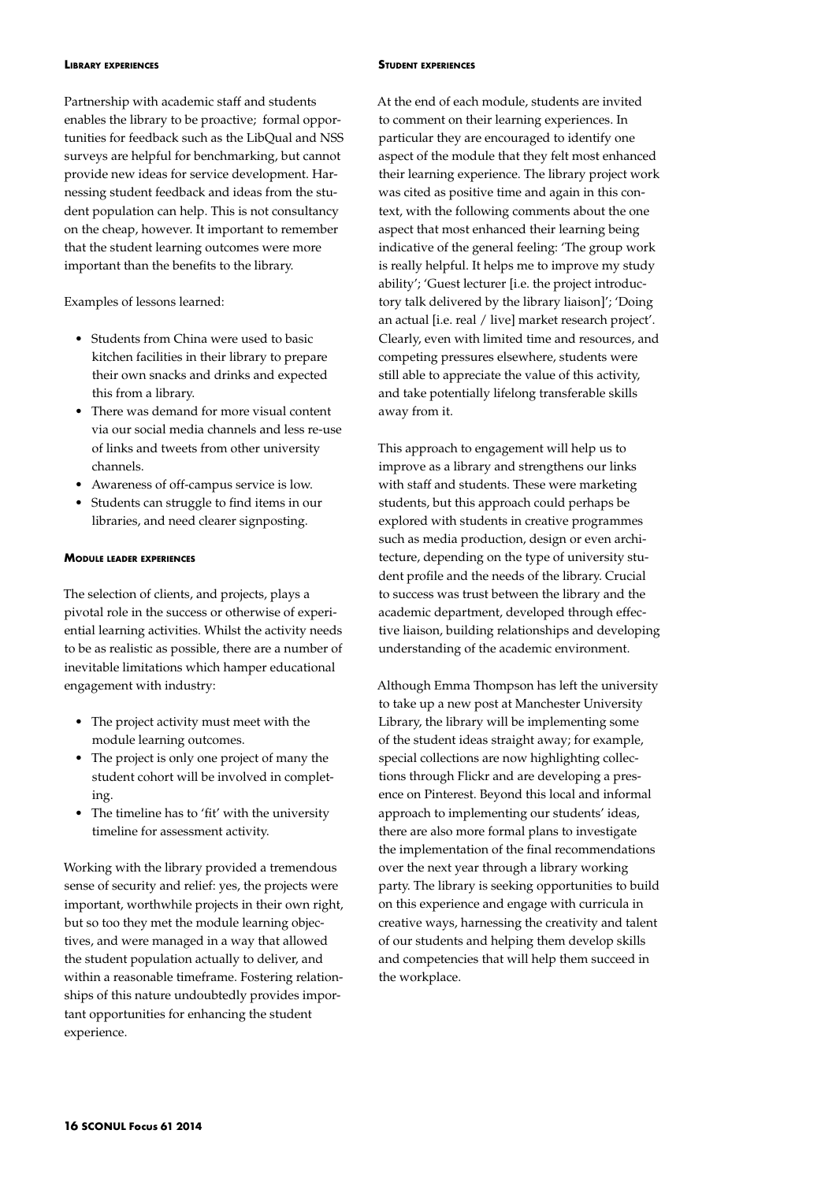#### Library experiences

Partnership with academic staff and students enables the library to be proactive; formal opportunities for feedback such as the LibQual and NSS surveys are helpful for benchmarking, but cannot provide new ideas for service development. Harnessing student feedback and ideas from the student population can help. This is not consultancy on the cheap, however. It important to remember that the student learning outcomes were more important than the benefits to the library.

Examples of lessons learned:

- Students from China were used to basic kitchen facilities in their library to prepare their own snacks and drinks and expected this from a library.
- There was demand for more visual content via our social media channels and less re-use of links and tweets from other university channels.
- Awareness of off-campus service is low.
- Students can struggle to find items in our libraries, and need clearer signposting.

#### Module leader experiences

The selection of clients, and projects, plays a pivotal role in the success or otherwise of experiential learning activities. Whilst the activity needs to be as realistic as possible, there are a number of inevitable limitations which hamper educational engagement with industry:

- The project activity must meet with the module learning outcomes.
- The project is only one project of many the student cohort will be involved in completing.
- The timeline has to 'fit' with the university timeline for assessment activity.

Working with the library provided a tremendous sense of security and relief: yes, the projects were important, worthwhile projects in their own right, but so too they met the module learning objectives, and were managed in a way that allowed the student population actually to deliver, and within a reasonable timeframe. Fostering relationships of this nature undoubtedly provides important opportunities for enhancing the student experience.

#### Student experiences

At the end of each module, students are invited to comment on their learning experiences. In particular they are encouraged to identify one aspect of the module that they felt most enhanced their learning experience. The library project work was cited as positive time and again in this context, with the following comments about the one aspect that most enhanced their learning being indicative of the general feeling: 'The group work is really helpful. It helps me to improve my study ability'; 'Guest lecturer [i.e. the project introductory talk delivered by the library liaison]'; 'Doing an actual [i.e. real / live] market research project'. Clearly, even with limited time and resources, and competing pressures elsewhere, students were still able to appreciate the value of this activity, and take potentially lifelong transferable skills away from it.

This approach to engagement will help us to improve as a library and strengthens our links with staff and students. These were marketing students, but this approach could perhaps be explored with students in creative programmes such as media production, design or even architecture, depending on the type of university student profile and the needs of the library. Crucial to success was trust between the library and the academic department, developed through effective liaison, building relationships and developing understanding of the academic environment.

Although Emma Thompson has left the university to take up a new post at Manchester University Library, the library will be implementing some of the student ideas straight away; for example, special collections are now highlighting collections through Flickr and are developing a presence on Pinterest. Beyond this local and informal approach to implementing our students' ideas, there are also more formal plans to investigate the implementation of the final recommendations over the next year through a library working party. The library is seeking opportunities to build on this experience and engage with curricula in creative ways, harnessing the creativity and talent of our students and helping them develop skills and competencies that will help them succeed in the workplace.